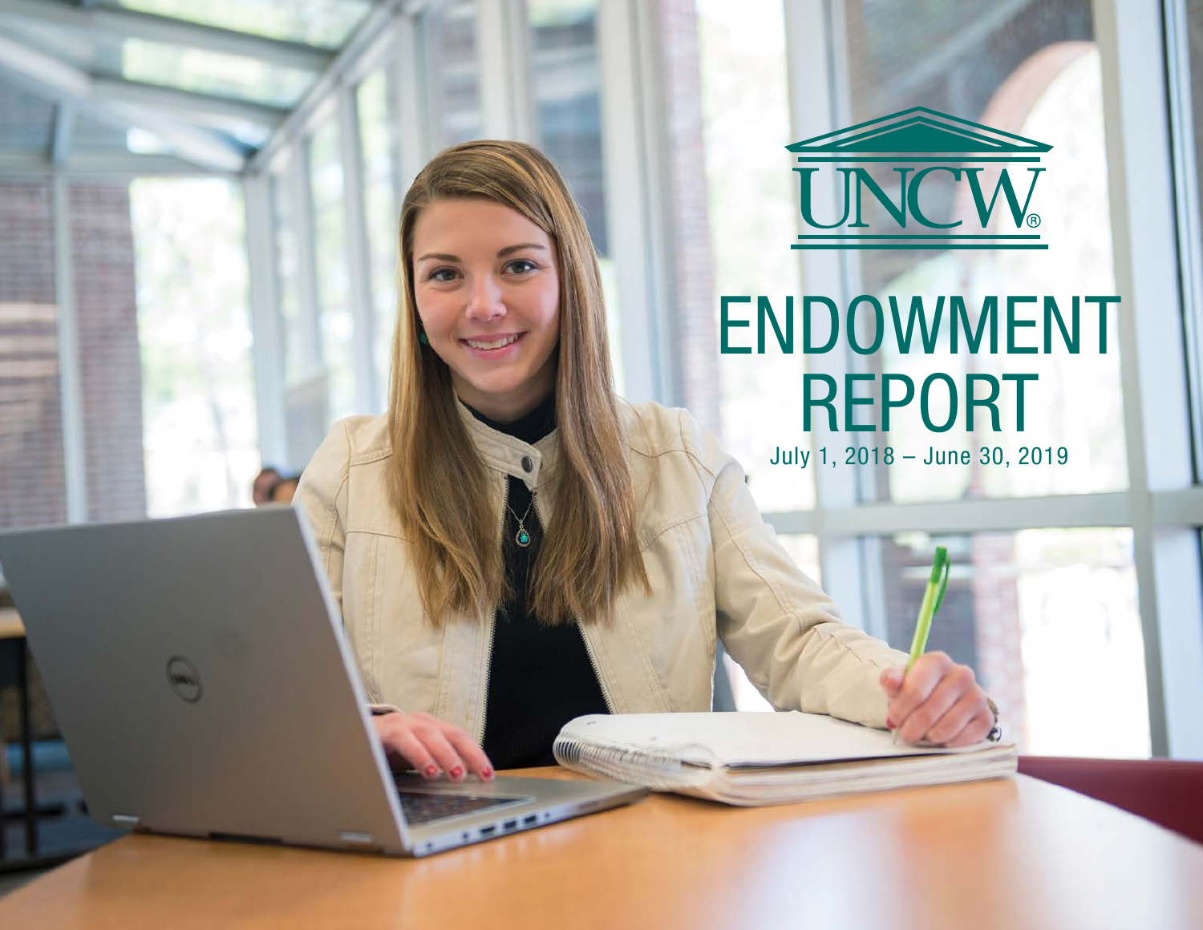UNCW®

# ENDOWMENT REPORT

July 1, 2018 – June 30, 2019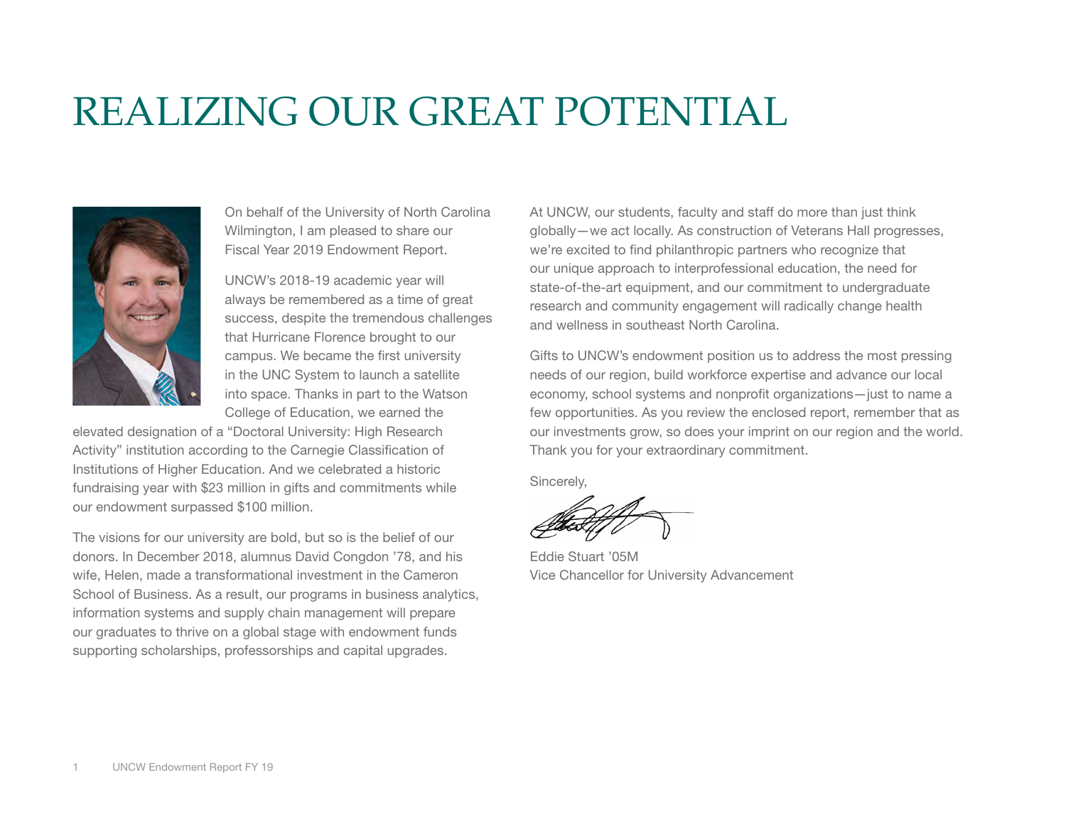# REALIZING OUR GREAT POTENTIAL

On behalf of the University of North Carolina Wilmington, I am pleased to share our Fiscal Year 2019 Endowment Report.

UNCW's 2018-19 academic year will always be remembered as a time of great success, despite the tremendous challenges that Hurricane Florence brought to our campus. We became the first university in the UNC System to launch a satellite into space. Thanks in part to the Watson College of Education, we earned the elevated designation of a "Doctoral University: High Research Activity" institution according to the Carnegie Classification of Institutions of Higher Education. And we celebrated a historic fundraising year with $23 million in gifts and commitments while our endowment surpassed $100 million.

The visions for our university are bold, but so is the belief of our donors. In December 2018, alumnus David Congdon '78, and his wife, Helen, made a transformational investment in the Cameron School of Business. As a result, our programs in business analytics, information systems and supply chain management will prepare our graduates to thrive on a global stage with endowment funds supporting scholarships, professorships and capital upgrades.

At UNCW, our students, faculty and staff do more than just think globally—we act locally. As construction of Veterans Hall progresses, we're excited to find philanthropic partners who recognize that our unique approach to interprofessional education, the need for state-of-the-art equipment, and our commitment to undergraduate research and community engagement will radically change health and wellness in southeast North Carolina.

Gifts to UNCW's endowment position us to address the most pressing needs of our region, build workforce expertise and advance our local economy, school systems and nonprofit organizations—just to name a few opportunities. As you review the enclosed report, remember that as our investments grow, so does your imprint on our region and the world. Thank you for your extraordinary commitment.

Sincerely,

Eddie Stuart '05M
Vice Chancellor for University Advancement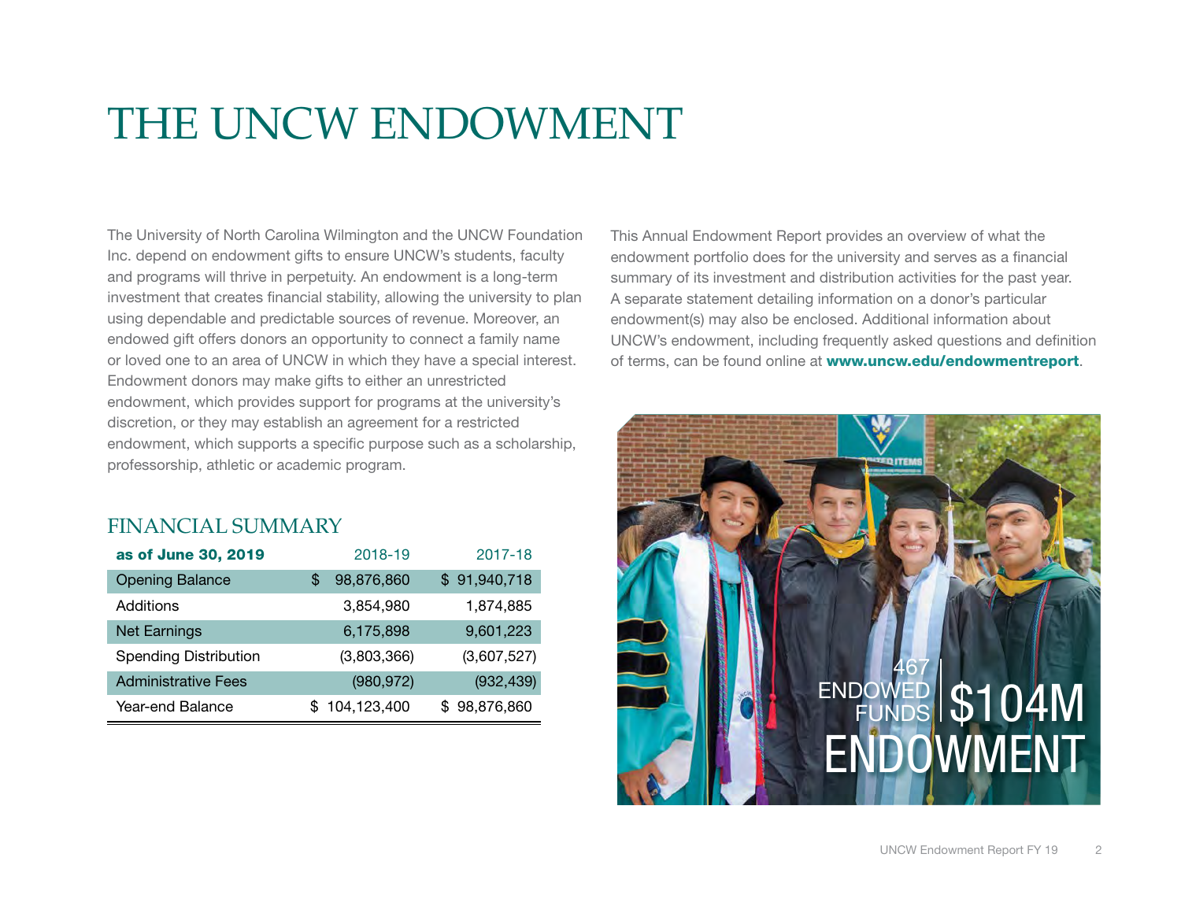# THE UNCW ENDOWMENT

The University of North Carolina Wilmington and the UNCW Foundation Inc. depend on endowment gifts to ensure UNCW's students, faculty and programs will thrive in perpetuity. An endowment is a long-term investment that creates financial stability, allowing the university to plan using dependable and predictable sources of revenue. Moreover, an endowed gift offers donors an opportunity to connect a family name or loved one to an area of UNCW in which they have a special interest. Endowment donors may make gifts to either an unrestricted endowment, which provides support for programs at the university's discretion, or they may establish an agreement for a restricted endowment, which supports a specific purpose such as a scholarship, professorship, athletic or academic program.

## FINANCIAL SUMMARY

| **as of June 30, 2019** | 2018-19 | 2017-18 |
|---|---|---|
| Opening Balance | $ 98,876,860 | $ 91,940,718 |
| Additions | 3,854,980 | 1,874,885 |
| Net Earnings | 6,175,898 | 9,601,223 |
| Spending Distribution | (3,803,366) | (3,607,527) |
| Administrative Fees | (980,972) | (932,439) |
| Year-end Balance | $ 104,123,400 | $ 98,876,860 |

This Annual Endowment Report provides an overview of what the endowment portfolio does for the university and serves as a financial summary of its investment and distribution activities for the past year. A separate statement detailing information on a donor's particular endowment(s) may also be enclosed. Additional information about UNCW's endowment, including frequently asked questions and definition of terms, can be found online at **www.uncw.edu/endowmentreport**.

467 ENDOWED FUNDS | $104M ENDOWMENT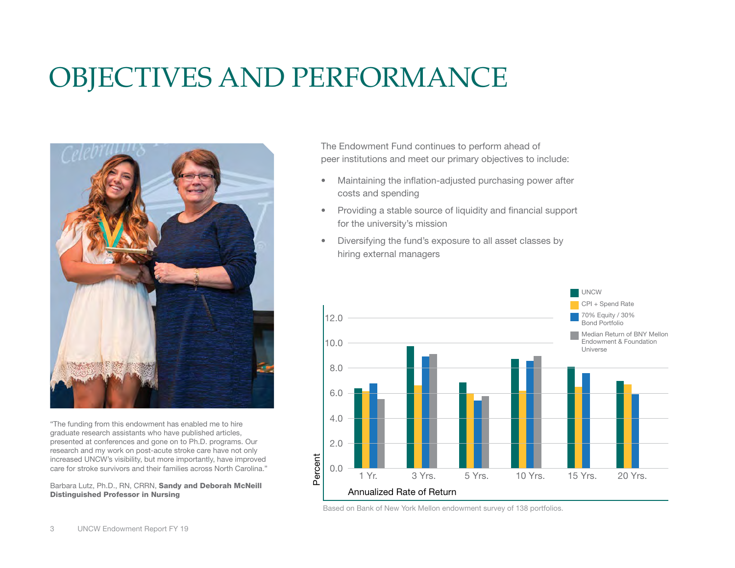# OBJECTIVES AND PERFORMANCE

"The funding from this endowment has enabled me to hire graduate research assistants who have published articles, presented at conferences and gone on to Ph.D. programs. Our research and my work on post-acute stroke care have not only increased UNCW's visibility, but more importantly, have improved care for stroke survivors and their families across North Carolina."

Barbara Lutz, Ph.D., RN, CRRN, **Sandy and Deborah McNeill Distinguished Professor in Nursing**

The Endowment Fund continues to perform ahead of peer institutions and meet our primary objectives to include:

- Maintaining the inflation-adjusted purchasing power after costs and spending
- Providing a stable source of liquidity and financial support for the university's mission
- Diversifying the fund's exposure to all asset classes by hiring external managers

Annualized Rate of Return (Percent)

Legend: UNCW; CPI + Spend Rate; 70% Equity / 30% Bond Portfolio; Median Return of BNY Mellon Endowment & Foundation Universe

X-axis: 1 Yr., 3 Yrs., 5 Yrs., 10 Yrs., 15 Yrs., 20 Yrs.

Y-axis: 0.0, 2.0, 4.0, 6.0, 8.0, 10.0, 12.0

Based on Bank of New York Mellon endowment survey of 138 portfolios.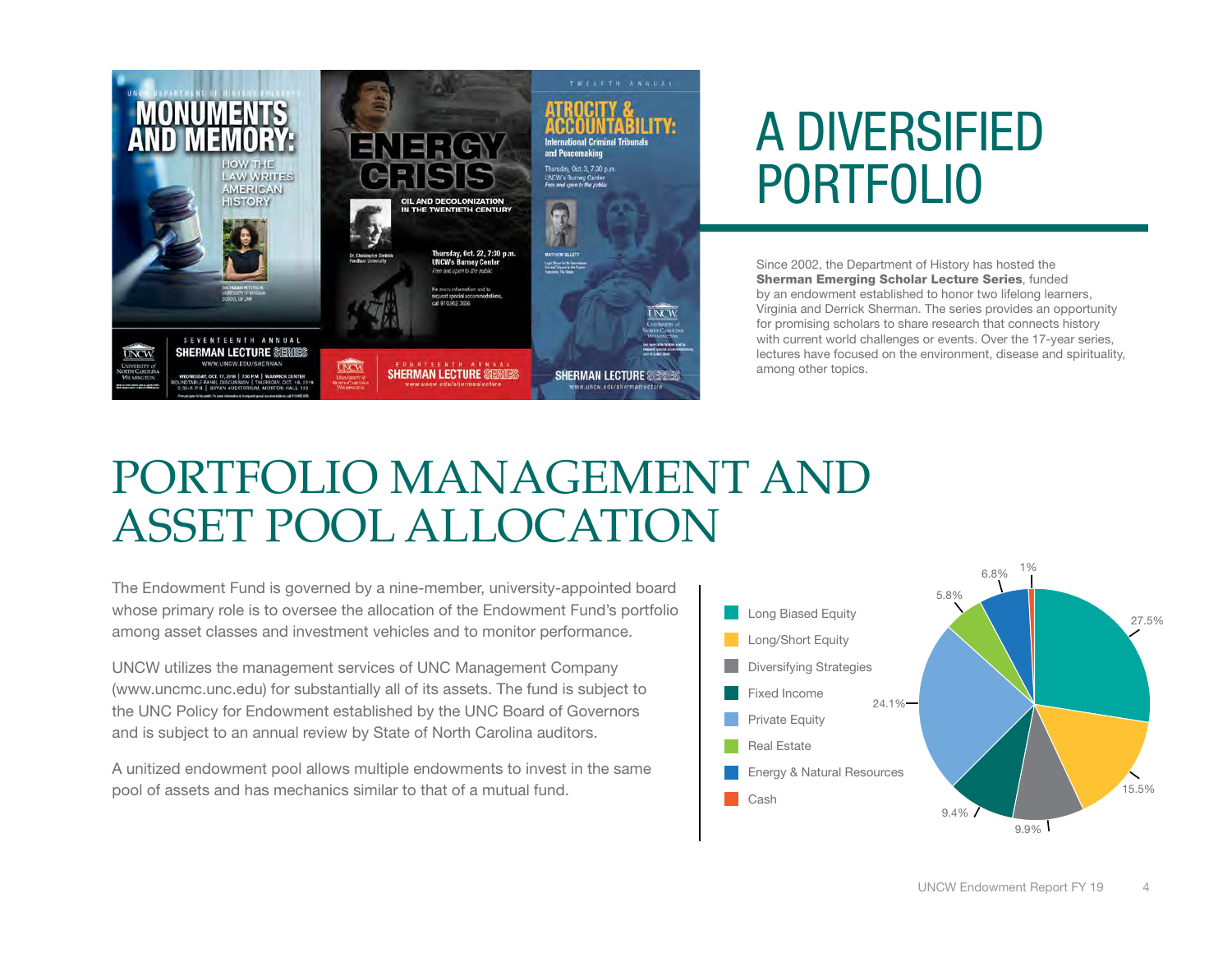# A DIVERSIFIED PORTFOLIO

Since 2002, the Department of History has hosted the **Sherman Emerging Scholar Lecture Series**, funded by an endowment established to honor two lifelong learners, Virginia and Derrick Sherman. The series provides an opportunity for promising scholars to share research that connects history with current world challenges or events. Over the 17-year series, lectures have focused on the environment, disease and spirituality, among other topics.

# PORTFOLIO MANAGEMENT AND ASSET POOL ALLOCATION

The Endowment Fund is governed by a nine-member, university-appointed board whose primary role is to oversee the allocation of the Endowment Fund's portfolio among asset classes and investment vehicles and to monitor performance.

UNCW utilizes the management services of UNC Management Company (www.uncmc.unc.edu) for substantially all of its assets. The fund is subject to the UNC Policy for Endowment established by the UNC Board of Governors and is subject to an annual review by State of North Carolina auditors.

A unitized endowment pool allows multiple endowments to invest in the same pool of assets and has mechanics similar to that of a mutual fund.

| Asset Class | Allocation |
|---|---|
| Long Biased Equity | 27.5% |
| Long/Short Equity | 15.5% |
| Diversifying Strategies | 9.9% |
| Fixed Income | 9.4% |
| Private Equity | 24.1% |
| Real Estate | 5.8% |
| Energy & Natural Resources | 6.8% |
| Cash | 1% |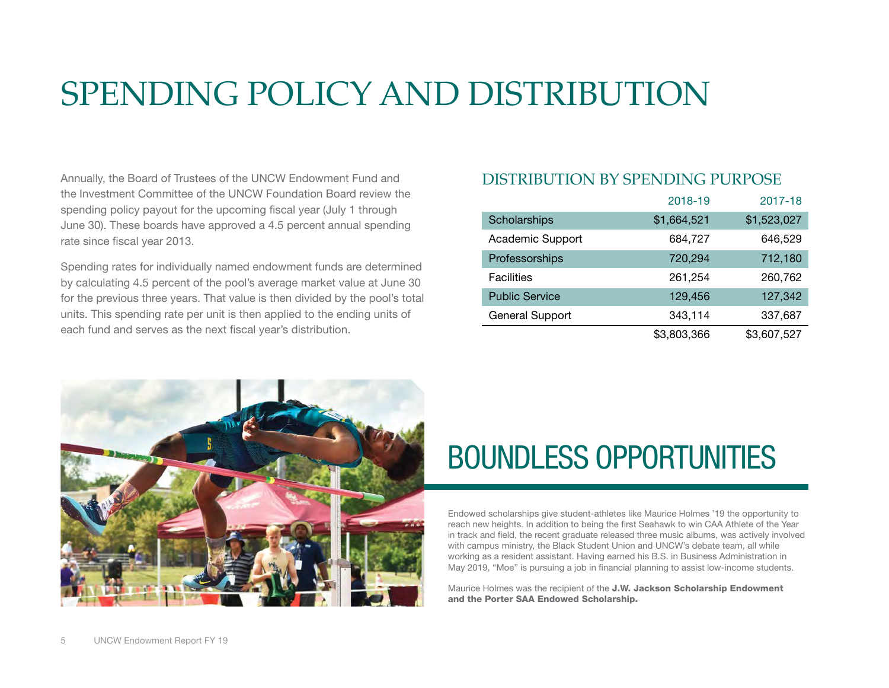# SPENDING POLICY AND DISTRIBUTION

Annually, the Board of Trustees of the UNCW Endowment Fund and the Investment Committee of the UNCW Foundation Board review the spending policy payout for the upcoming fiscal year (July 1 through June 30). These boards have approved a 4.5 percent annual spending rate since fiscal year 2013.

Spending rates for individually named endowment funds are determined by calculating 4.5 percent of the pool's average market value at June 30 for the previous three years. That value is then divided by the pool's total units. This spending rate per unit is then applied to the ending units of each fund and serves as the next fiscal year's distribution.

## DISTRIBUTION BY SPENDING PURPOSE

| | 2018-19 | 2017-18 |
|---|---:|---:|
| Scholarships | $1,664,521 | $1,523,027 |
| Academic Support | 684,727 | 646,529 |
| Professorships | 720,294 | 712,180 |
| Facilities | 261,254 | 260,762 |
| Public Service | 129,456 | 127,342 |
| General Support | 343,114 | 337,687 |
| | $3,803,366 | $3,607,527 |

# BOUNDLESS OPPORTUNITIES

Endowed scholarships give student-athletes like Maurice Holmes '19 the opportunity to reach new heights. In addition to being the first Seahawk to win CAA Athlete of the Year in track and field, the recent graduate released three music albums, was actively involved with campus ministry, the Black Student Union and UNCW's debate team, all while working as a resident assistant. Having earned his B.S. in Business Administration in May 2019, "Moe" is pursuing a job in financial planning to assist low-income students.

Maurice Holmes was the recipient of the **J.W. Jackson Scholarship Endowment and the Porter SAA Endowed Scholarship.**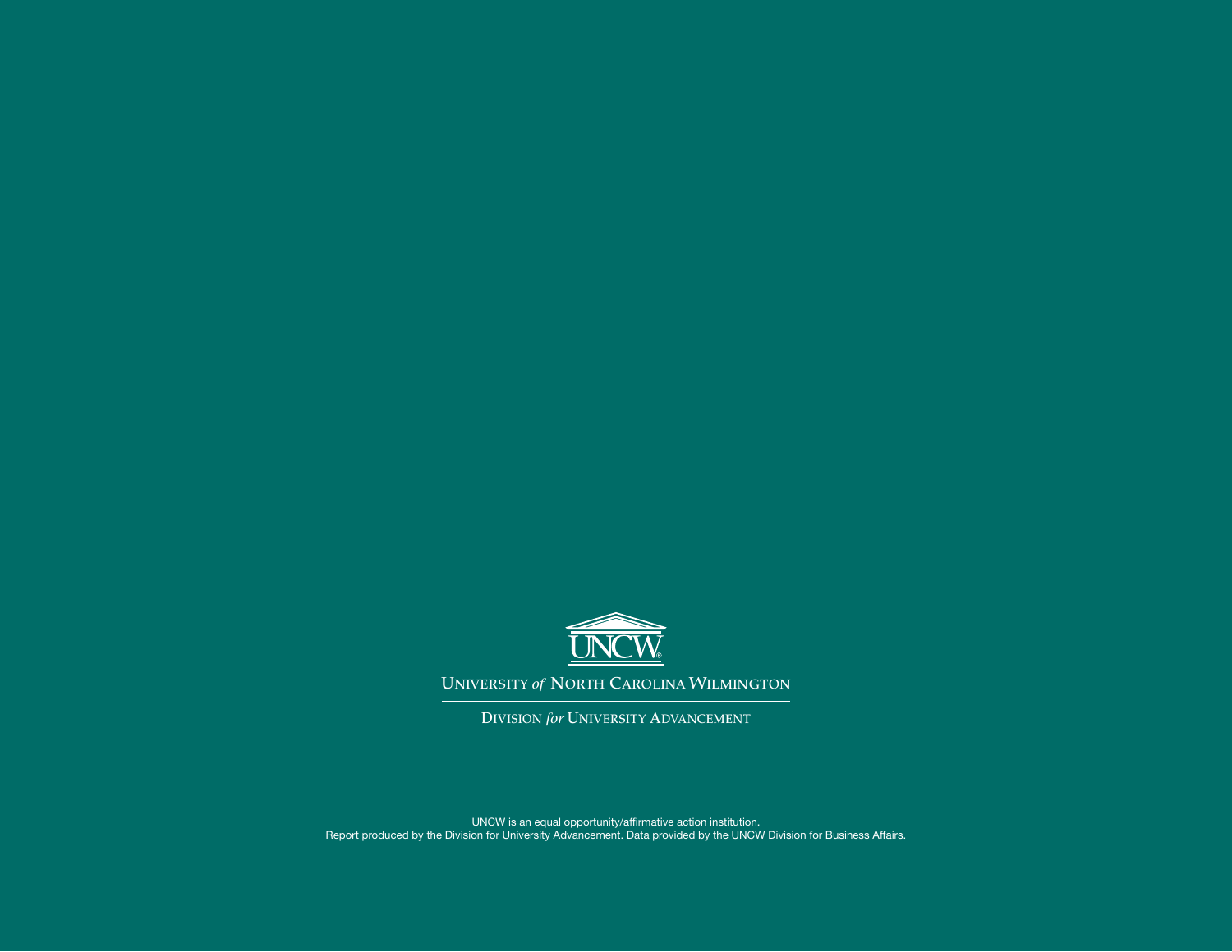UNCW

UNIVERSITY *of* NORTH CAROLINA WILMINGTON

DIVISION *for* UNIVERSITY ADVANCEMENT

UNCW is an equal opportunity/affirmative action institution.
Report produced by the Division for University Advancement. Data provided by the UNCW Division for Business Affairs.